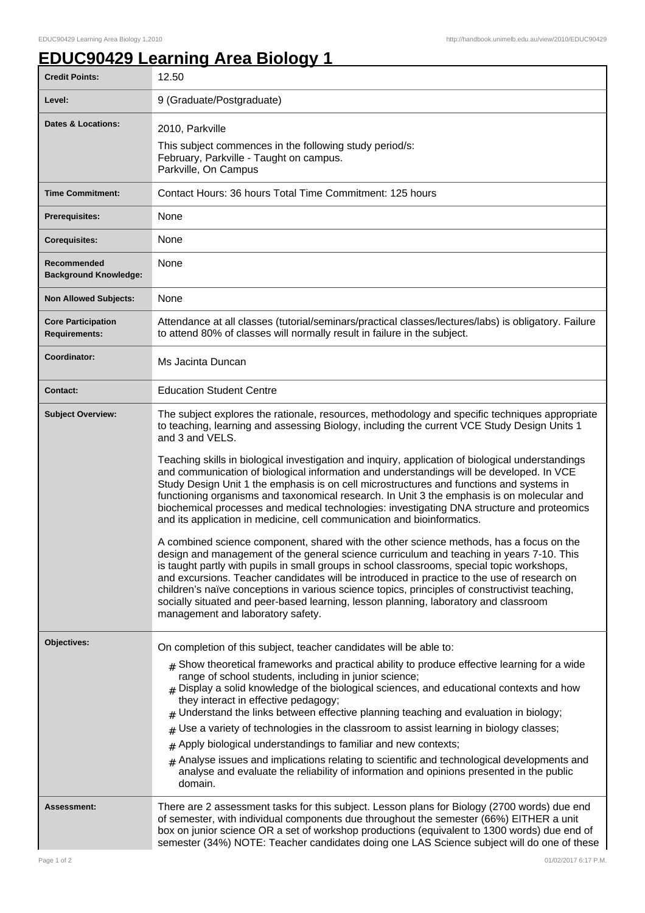# EDUC90429 Learning Area Biology 1

| | |
|---|---|
| **Credit Points:** | 12.50 |
| **Level:** | 9 (Graduate/Postgraduate) |
| **Dates & Locations:** | 2010, Parkville<br>This subject commences in the following study period/s:<br>February, Parkville - Taught on campus.<br>Parkville, On Campus |
| **Time Commitment:** | Contact Hours: 36 hours Total Time Commitment: 125 hours |
| **Prerequisites:** | None |
| **Corequisites:** | None |
| **Recommended Background Knowledge:** | None |
| **Non Allowed Subjects:** | None |
| **Core Participation Requirements:** | Attendance at all classes (tutorial/seminars/practical classes/lectures/labs) is obligatory. Failure to attend 80% of classes will normally result in failure in the subject. |
| **Coordinator:** | Ms Jacinta Duncan |
| **Contact:** | Education Student Centre |
| **Subject Overview:** | The subject explores the rationale, resources, methodology and specific techniques appropriate to teaching, learning and assessing Biology, including the current VCE Study Design Units 1 and 3 and VELS.<br><br>Teaching skills in biological investigation and inquiry, application of biological understandings and communication of biological information and understandings will be developed. In VCE Study Design Unit 1 the emphasis is on cell microstructures and functions and systems in functioning organisms and taxonomical research. In Unit 3 the emphasis is on molecular and biochemical processes and medical technologies: investigating DNA structure and proteomics and its application in medicine, cell communication and bioinformatics.<br><br>A combined science component, shared with the other science methods, has a focus on the design and management of the general science curriculum and teaching in years 7-10. This is taught partly with pupils in small groups in school classrooms, special topic workshops, and excursions. Teacher candidates will be introduced in practice to the use of research on children's naïve conceptions in various science topics, principles of constructivist teaching, socially situated and peer-based learning, lesson planning, laboratory and classroom management and laboratory safety. |
| **Objectives:** | On completion of this subject, teacher candidates will be able to:<br># Show theoretical frameworks and practical ability to produce effective learning for a wide range of school students, including in junior science;<br># Display a solid knowledge of the biological sciences, and educational contexts and how they interact in effective pedagogy;<br># Understand the links between effective planning teaching and evaluation in biology;<br># Use a variety of technologies in the classroom to assist learning in biology classes;<br># Apply biological understandings to familiar and new contexts;<br># Analyse issues and implications relating to scientific and technological developments and analyse and evaluate the reliability of information and opinions presented in the public domain. |
| **Assessment:** | There are 2 assessment tasks for this subject. Lesson plans for Biology (2700 words) due end of semester, with individual components due throughout the semester (66%) EITHER a unit box on junior science OR a set of workshop productions (equivalent to 1300 words) due end of semester (34%) NOTE: Teacher candidates doing one LAS Science subject will do one of these |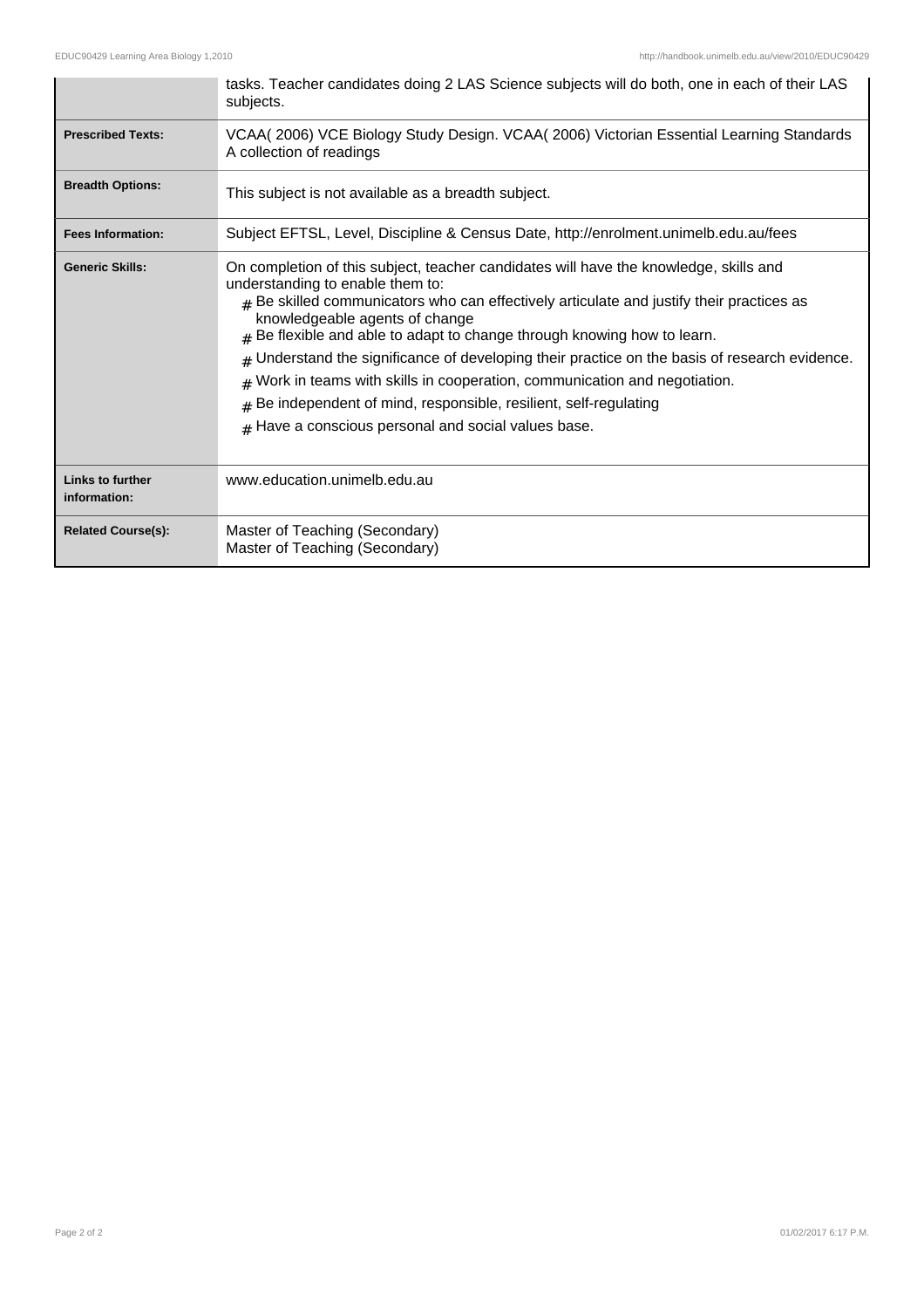| | |
|---|---|
| | tasks. Teacher candidates doing 2 LAS Science subjects will do both, one in each of their LAS subjects. |
| **Prescribed Texts:** | VCAA( 2006) VCE Biology Study Design. VCAA( 2006) Victorian Essential Learning Standards A collection of readings |
| **Breadth Options:** | This subject is not available as a breadth subject. |
| **Fees Information:** | Subject EFTSL, Level, Discipline & Census Date, http://enrolment.unimelb.edu.au/fees |
| **Generic Skills:** | On completion of this subject, teacher candidates will have the knowledge, skills and understanding to enable them to: # Be skilled communicators who can effectively articulate and justify their practices as knowledgeable agents of change # Be flexible and able to adapt to change through knowing how to learn. # Understand the significance of developing their practice on the basis of research evidence. # Work in teams with skills in cooperation, communication and negotiation. # Be independent of mind, responsible, resilient, self-regulating # Have a conscious personal and social values base. |
| **Links to further information:** | www.education.unimelb.edu.au |
| **Related Course(s):** | Master of Teaching (Secondary) Master of Teaching (Secondary) |